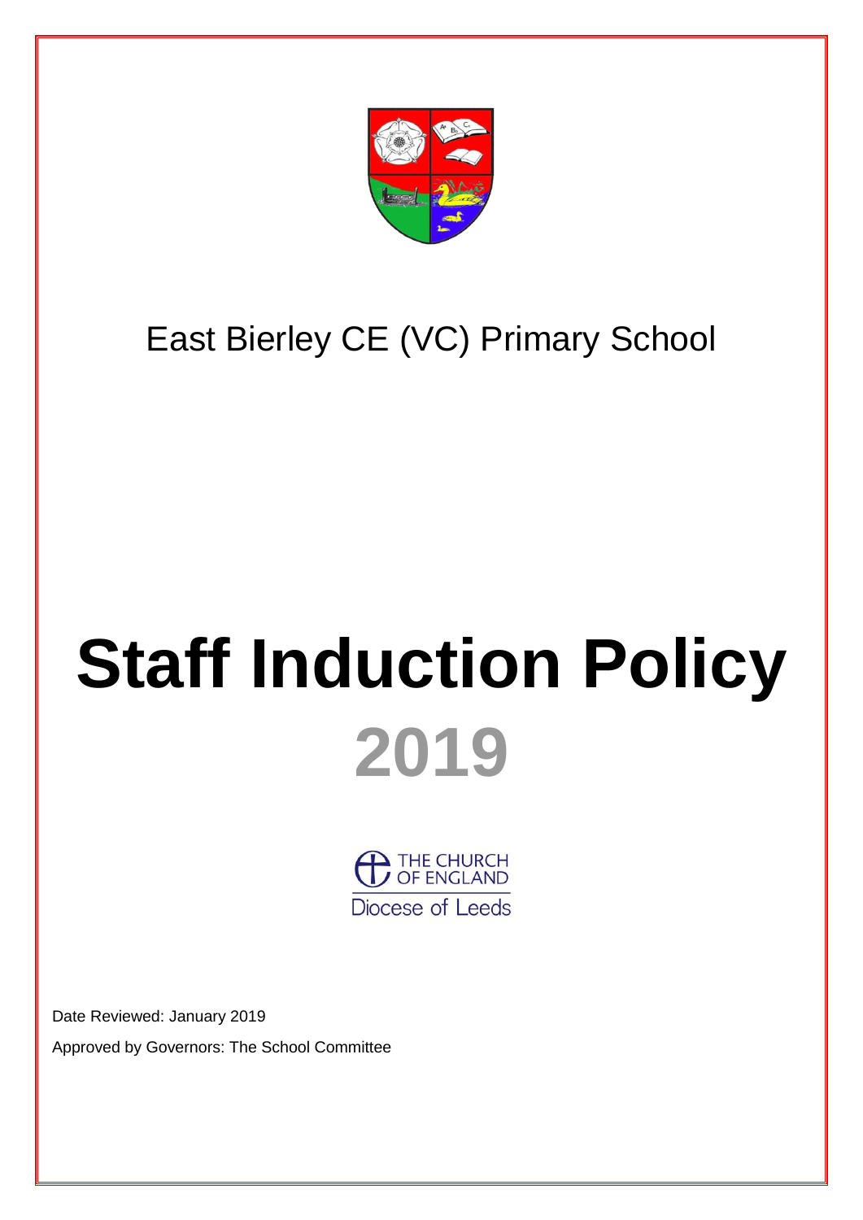East Bierley CE (VC) Primary School

# Staff Induction Policy

# 2019

THE CHURCH OF ENGLAND

Diocese of Leeds

Date Reviewed: January 2019

Approved by Governors: The School Committee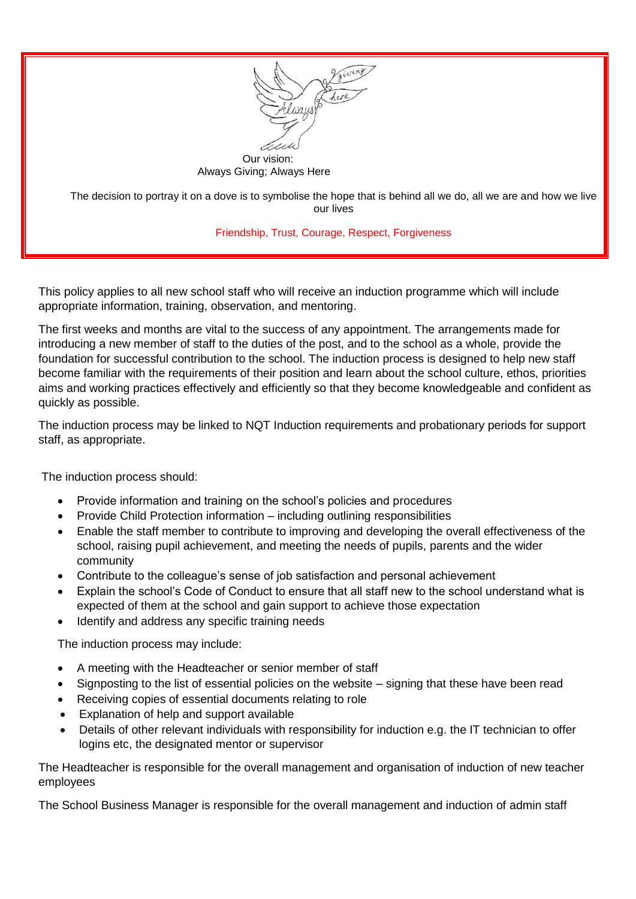Our vision:
Always Giving; Always Here

The decision to portray it on a dove is to symbolise the hope that is behind all we do, all we are and how we live our lives

Friendship, Trust, Courage, Respect, Forgiveness

This policy applies to all new school staff who will receive an induction programme which will include appropriate information, training, observation, and mentoring.

The first weeks and months are vital to the success of any appointment. The arrangements made for introducing a new member of staff to the duties of the post, and to the school as a whole, provide the foundation for successful contribution to the school. The induction process is designed to help new staff become familiar with the requirements of their position and learn about the school culture, ethos, priorities aims and working practices effectively and efficiently so that they become knowledgeable and confident as quickly as possible.

The induction process may be linked to NQT Induction requirements and probationary periods for support staff, as appropriate.

The induction process should:

- Provide information and training on the school's policies and procedures
- Provide Child Protection information – including outlining responsibilities
- Enable the staff member to contribute to improving and developing the overall effectiveness of the school, raising pupil achievement, and meeting the needs of pupils, parents and the wider community
- Contribute to the colleague's sense of job satisfaction and personal achievement
- Explain the school's Code of Conduct to ensure that all staff new to the school understand what is expected of them at the school and gain support to achieve those expectation
- Identify and address any specific training needs

The induction process may include:

- A meeting with the Headteacher or senior member of staff
- Signposting to the list of essential policies on the website – signing that these have been read
- Receiving copies of essential documents relating to role
- Explanation of help and support available
- Details of other relevant individuals with responsibility for induction e.g. the IT technician to offer logins etc, the designated mentor or supervisor

The Headteacher is responsible for the overall management and organisation of induction of new teacher employees

The School Business Manager is responsible for the overall management and induction of admin staff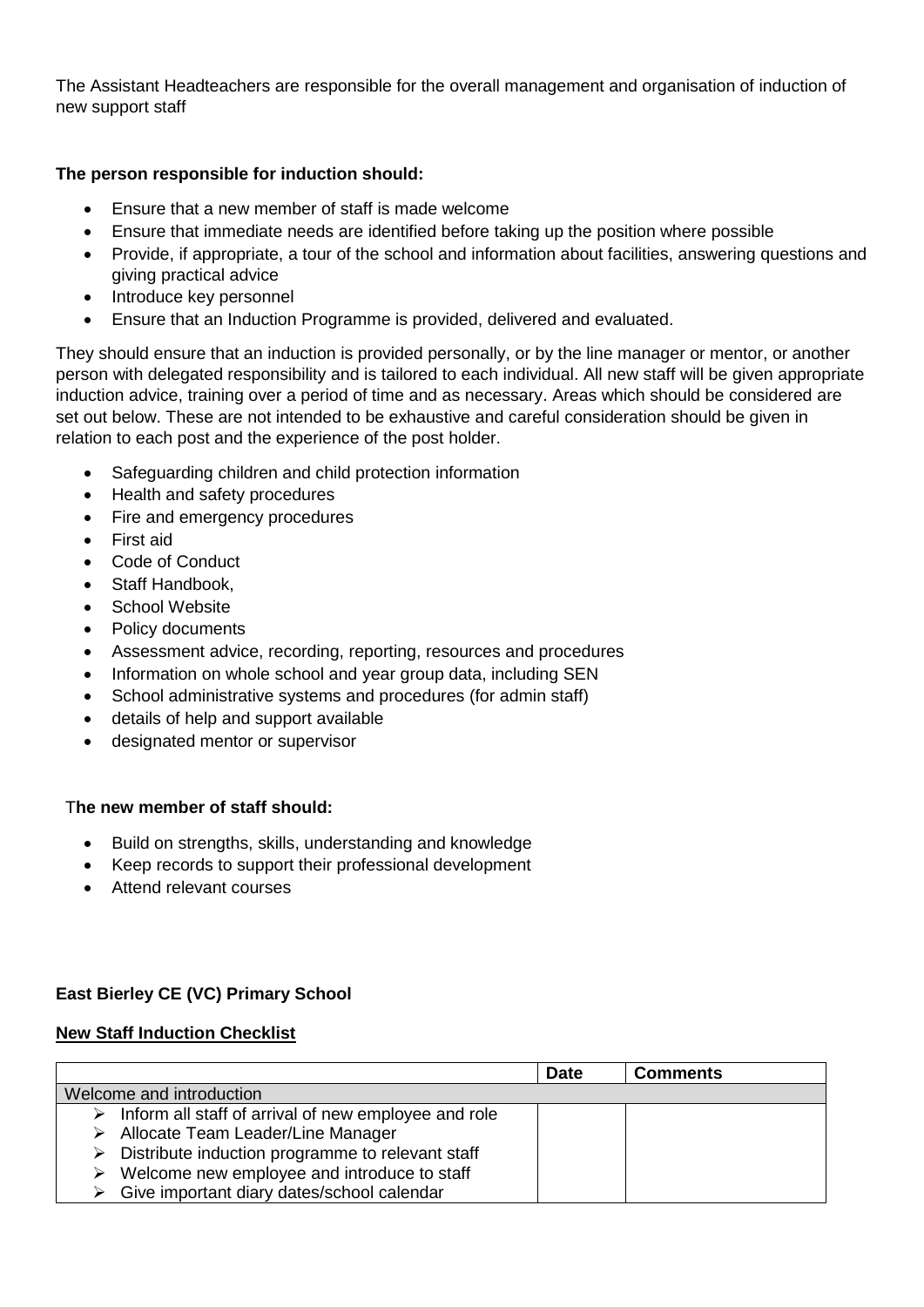The Assistant Headteachers are responsible for the overall management and organisation of induction of new support staff

**The person responsible for induction should:**

- Ensure that a new member of staff is made welcome
- Ensure that immediate needs are identified before taking up the position where possible
- Provide, if appropriate, a tour of the school and information about facilities, answering questions and giving practical advice
- Introduce key personnel
- Ensure that an Induction Programme is provided, delivered and evaluated.

They should ensure that an induction is provided personally, or by the line manager or mentor, or another person with delegated responsibility and is tailored to each individual. All new staff will be given appropriate induction advice, training over a period of time and as necessary. Areas which should be considered are set out below. These are not intended to be exhaustive and careful consideration should be given in relation to each post and the experience of the post holder.

- Safeguarding children and child protection information
- Health and safety procedures
- Fire and emergency procedures
- First aid
- Code of Conduct
- Staff Handbook,
- School Website
- Policy documents
- Assessment advice, recording, reporting, resources and procedures
- Information on whole school and year group data, including SEN
- School administrative systems and procedures (for admin staff)
- details of help and support available
- designated mentor or supervisor

**The new member of staff should:**

- Build on strengths, skills, understanding and knowledge
- Keep records to support their professional development
- Attend relevant courses

**East Bierley CE (VC) Primary School**

**New Staff Induction Checklist**

| | Date | Comments |
|---|---|---|
| Welcome and introduction | | |
| ➢ Inform all staff of arrival of new employee and role<br>➢ Allocate Team Leader/Line Manager<br>➢ Distribute induction programme to relevant staff<br>➢ Welcome new employee and introduce to staff<br>➢ Give important diary dates/school calendar | | |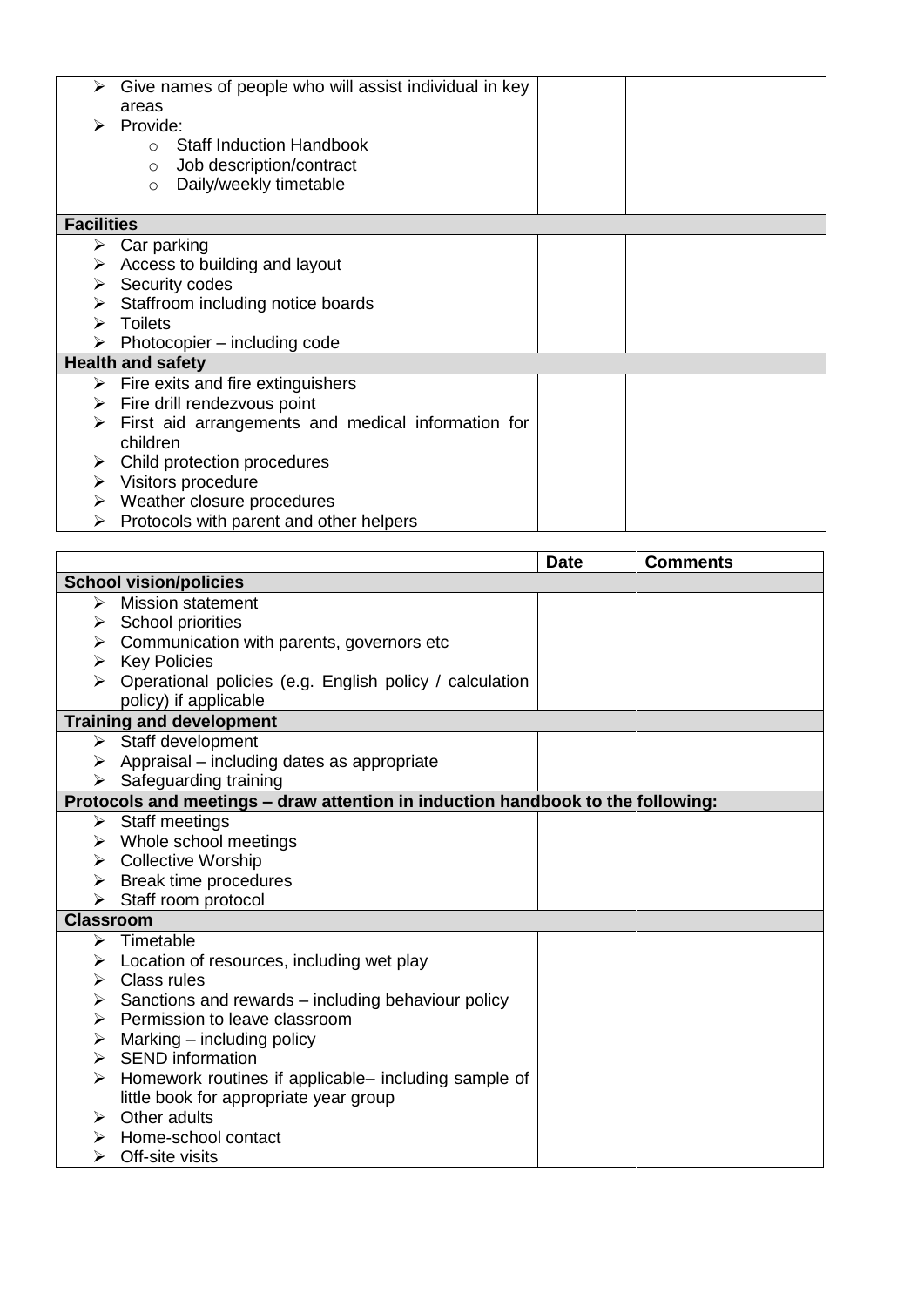| | | |
|---|---|---|
| ➢ Give names of people who will assist individual in key areas<br>➢ Provide:<br>○ Staff Induction Handbook<br>○ Job description/contract<br>○ Daily/weekly timetable | | |
| **Facilities** | | |
| ➢ Car parking<br>➢ Access to building and layout<br>➢ Security codes<br>➢ Staffroom including notice boards<br>➢ Toilets<br>➢ Photocopier – including code | | |
| **Health and safety** | | |
| ➢ Fire exits and fire extinguishers<br>➢ Fire drill rendezvous point<br>➢ First aid arrangements and medical information for children<br>➢ Child protection procedures<br>➢ Visitors procedure<br>➢ Weather closure procedures<br>➢ Protocols with parent and other helpers | | |

| | Date | Comments |
|---|---|---|
| **School vision/policies** | | |
| ➢ Mission statement<br>➢ School priorities<br>➢ Communication with parents, governors etc<br>➢ Key Policies<br>➢ Operational policies (e.g. English policy / calculation policy) if applicable | | |
| **Training and development** | | |
| ➢ Staff development<br>➢ Appraisal – including dates as appropriate<br>➢ Safeguarding training | | |
| **Protocols and meetings – draw attention in induction handbook to the following:** | | |
| ➢ Staff meetings<br>➢ Whole school meetings<br>➢ Collective Worship<br>➢ Break time procedures<br>➢ Staff room protocol | | |
| **Classroom** | | |
| ➢ Timetable<br>➢ Location of resources, including wet play<br>➢ Class rules<br>➢ Sanctions and rewards – including behaviour policy<br>➢ Permission to leave classroom<br>➢ Marking – including policy<br>➢ SEND information<br>➢ Homework routines if applicable– including sample of little book for appropriate year group<br>➢ Other adults<br>➢ Home-school contact<br>➢ Off-site visits | | |